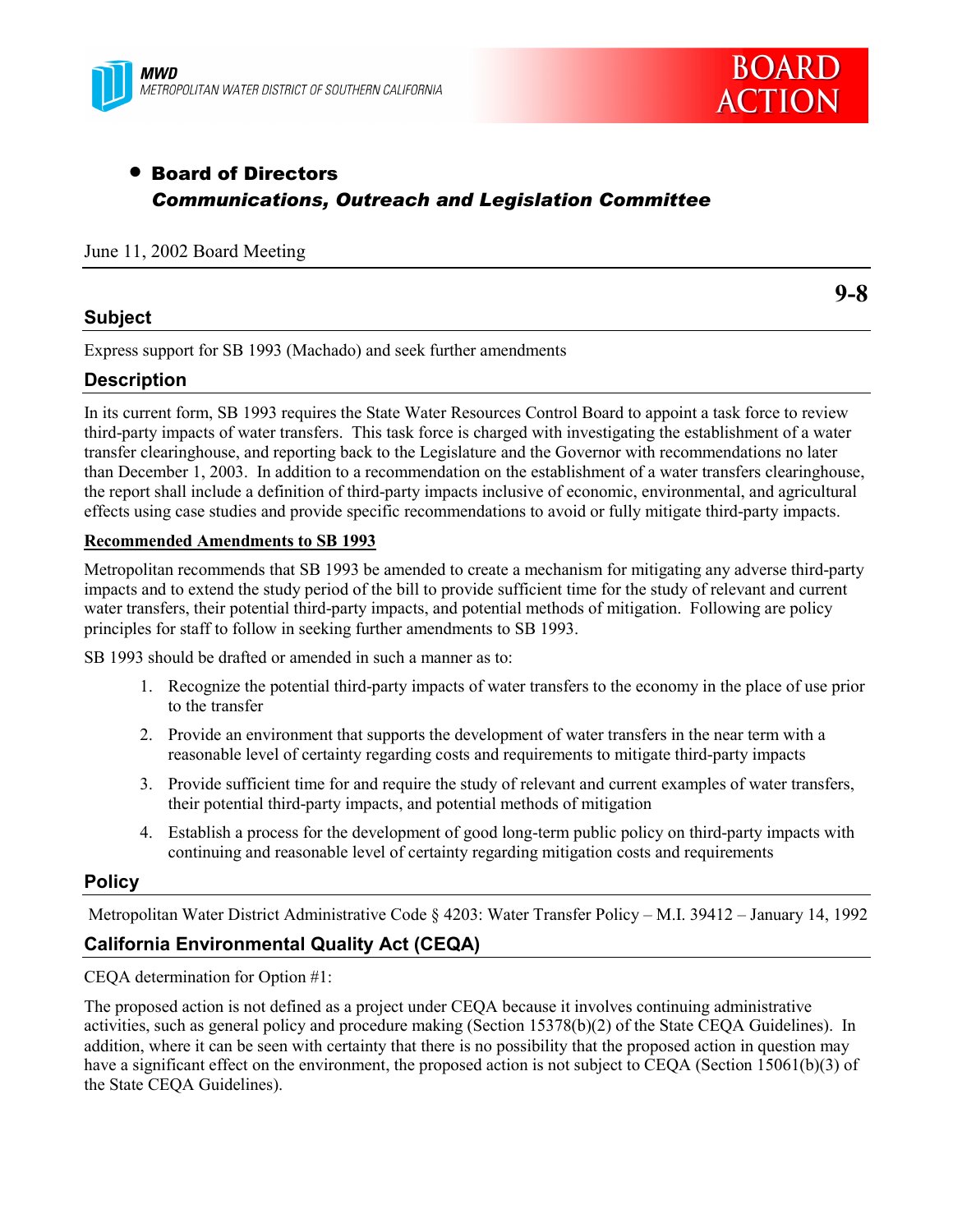MWD
METROPOLITAN WATER DISTRICT OF SOUTHERN CALIFORNIA

BOARD ACTION

- **Board of Directors**
  ***Communications, Outreach and Legislation Committee***

June 11, 2002 Board Meeting

**9-8**

## Subject

Express support for SB 1993 (Machado) and seek further amendments

## Description

In its current form, SB 1993 requires the State Water Resources Control Board to appoint a task force to review third-party impacts of water transfers. This task force is charged with investigating the establishment of a water transfer clearinghouse, and reporting back to the Legislature and the Governor with recommendations no later than December 1, 2003. In addition to a recommendation on the establishment of a water transfers clearinghouse, the report shall include a definition of third-party impacts inclusive of economic, environmental, and agricultural effects using case studies and provide specific recommendations to avoid or fully mitigate third-party impacts.

**Recommended Amendments to SB 1993**

Metropolitan recommends that SB 1993 be amended to create a mechanism for mitigating any adverse third-party impacts and to extend the study period of the bill to provide sufficient time for the study of relevant and current water transfers, their potential third-party impacts, and potential methods of mitigation. Following are policy principles for staff to follow in seeking further amendments to SB 1993.

SB 1993 should be drafted or amended in such a manner as to:

1. Recognize the potential third-party impacts of water transfers to the economy in the place of use prior to the transfer
2. Provide an environment that supports the development of water transfers in the near term with a reasonable level of certainty regarding costs and requirements to mitigate third-party impacts
3. Provide sufficient time for and require the study of relevant and current examples of water transfers, their potential third-party impacts, and potential methods of mitigation
4. Establish a process for the development of good long-term public policy on third-party impacts with continuing and reasonable level of certainty regarding mitigation costs and requirements

## Policy

Metropolitan Water District Administrative Code § 4203: Water Transfer Policy – M.I. 39412 – January 14, 1992

## California Environmental Quality Act (CEQA)

CEQA determination for Option #1:

The proposed action is not defined as a project under CEQA because it involves continuing administrative activities, such as general policy and procedure making (Section 15378(b)(2) of the State CEQA Guidelines). In addition, where it can be seen with certainty that there is no possibility that the proposed action in question may have a significant effect on the environment, the proposed action is not subject to CEQA (Section 15061(b)(3) of the State CEQA Guidelines).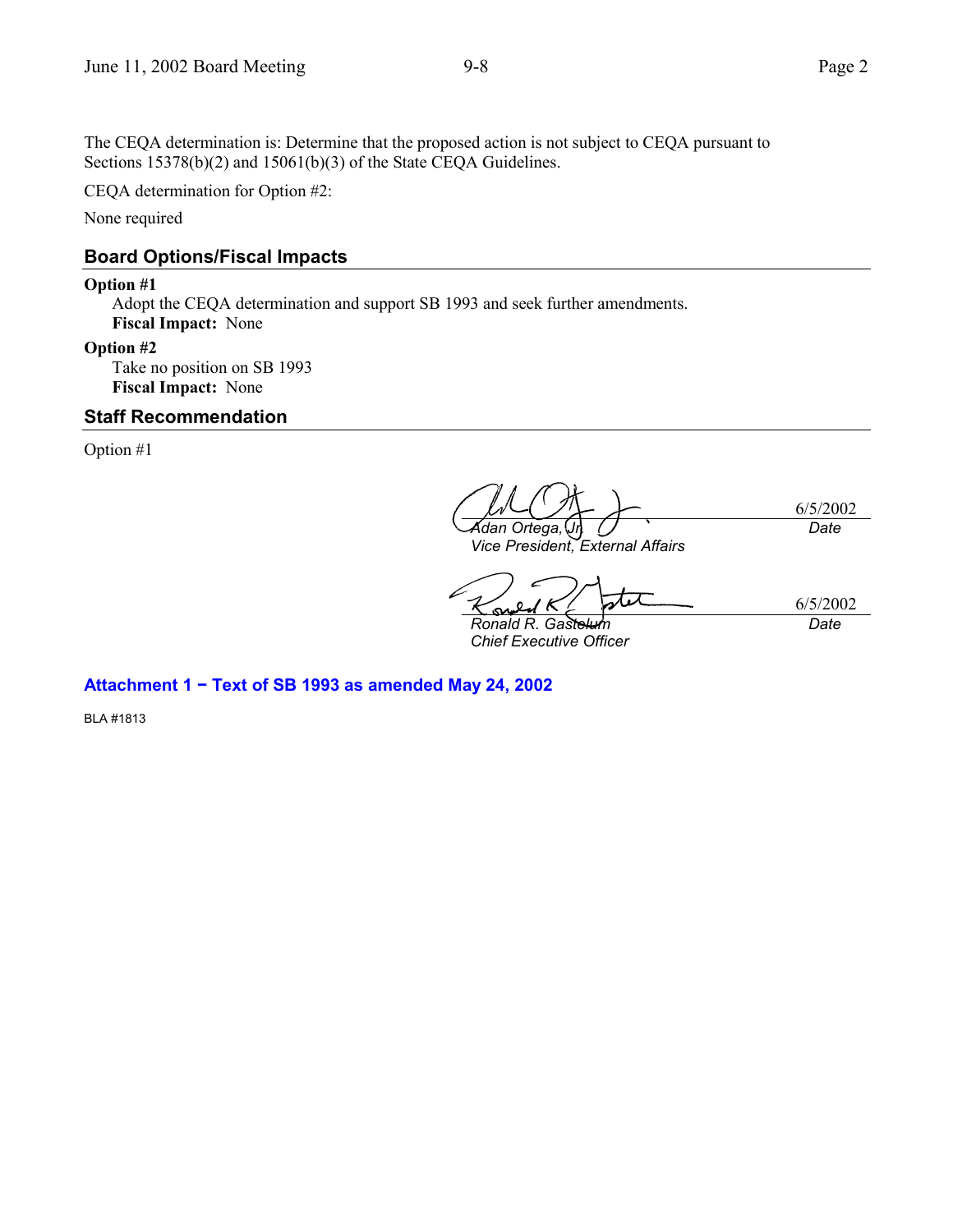The CEQA determination is: Determine that the proposed action is not subject to CEQA pursuant to Sections 15378(b)(2) and 15061(b)(3) of the State CEQA Guidelines.

CEQA determination for Option #2:

None required

## Board Options/Fiscal Impacts

**Option #1**

Adopt the CEQA determination and support SB 1993 and seek further amendments.
**Fiscal Impact:** None

**Option #2**

Take no position on SB 1993
**Fiscal Impact:** None

## Staff Recommendation

Option #1

| | |
|---|---|
| *Adan Ortega, Jr.*<br>*Vice President, External Affairs* | 6/5/2002<br>*Date* |
| *Ronald R. Gastelum*<br>*Chief Executive Officer* | 6/5/2002<br>*Date* |

**Attachment 1 − Text of SB 1993 as amended May 24, 2002**

BLA #1813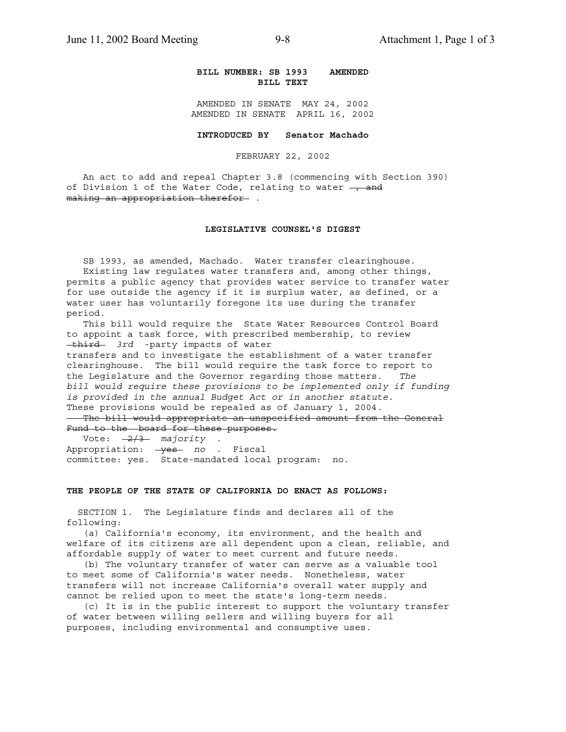**BILL NUMBER: SB 1993 AMENDED**
**BILL TEXT**

AMENDED IN SENATE MAY 24, 2002
AMENDED IN SENATE APRIL 16, 2002

**INTRODUCED BY Senator Machado**

FEBRUARY 22, 2002

An act to add and repeal Chapter 3.8 (commencing with Section 390) of Division 1 of the Water Code, relating to water ~~, and making an appropriation therefor~~ .

**LEGISLATIVE COUNSEL'S DIGEST**

SB 1993, as amended, Machado. Water transfer clearinghouse.
Existing law regulates water transfers and, among other things, permits a public agency that provides water service to transfer water for use outside the agency if it is surplus water, as defined, or a water user has voluntarily foregone its use during the transfer period.

This bill would require the State Water Resources Control Board to appoint a task force, with prescribed membership, to review ~~third~~ *3rd* -party impacts of water transfers and to investigate the establishment of a water transfer clearinghouse. The bill would require the task force to report to the Legislature and the Governor regarding those matters. *The bill would require these provisions to be implemented only if funding is provided in the annual Budget Act or in another statute.* These provisions would be repealed as of January 1, 2004.

~~The bill would appropriate an unspecified amount from the General Fund to the board for these purposes.~~

Vote: ~~2/3~~ *majority* .
Appropriation: ~~yes~~ *no* . Fiscal committee: yes. State-mandated local program: no.

**THE PEOPLE OF THE STATE OF CALIFORNIA DO ENACT AS FOLLOWS:**

SECTION 1. The Legislature finds and declares all of the following:

(a) California's economy, its environment, and the health and welfare of its citizens are all dependent upon a clean, reliable, and affordable supply of water to meet current and future needs.

(b) The voluntary transfer of water can serve as a valuable tool to meet some of California's water needs. Nonetheless, water transfers will not increase California's overall water supply and cannot be relied upon to meet the state's long-term needs.

(c) It is in the public interest to support the voluntary transfer of water between willing sellers and willing buyers for all purposes, including environmental and consumptive uses.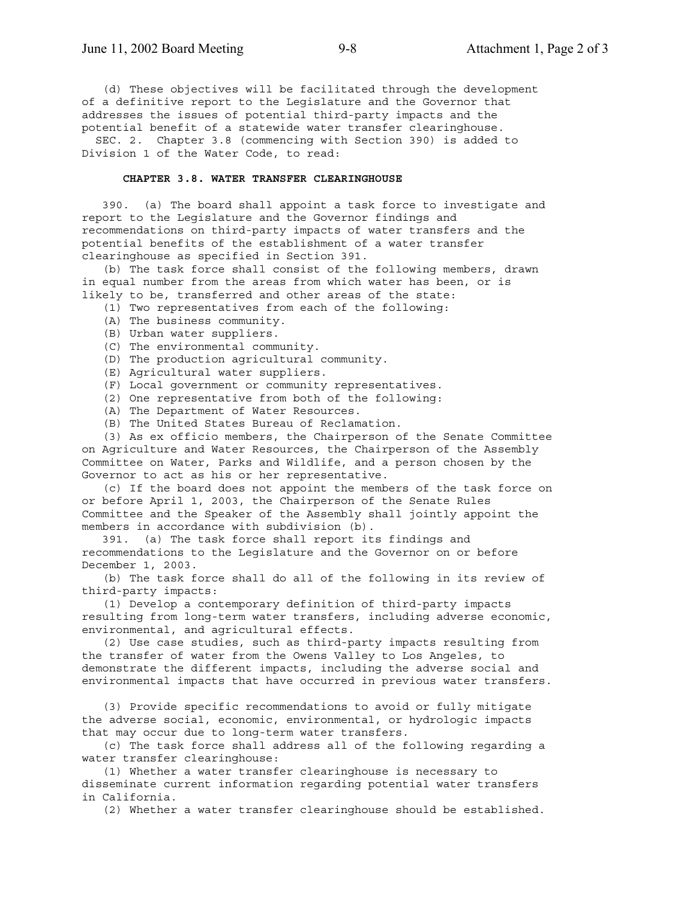(d) These objectives will be facilitated through the development of a definitive report to the Legislature and the Governor that addresses the issues of potential third-party impacts and the potential benefit of a statewide water transfer clearinghouse.

SEC. 2. Chapter 3.8 (commencing with Section 390) is added to Division 1 of the Water Code, to read:

**CHAPTER 3.8. WATER TRANSFER CLEARINGHOUSE**

390. (a) The board shall appoint a task force to investigate and report to the Legislature and the Governor findings and recommendations on third-party impacts of water transfers and the potential benefits of the establishment of a water transfer clearinghouse as specified in Section 391.

(b) The task force shall consist of the following members, drawn in equal number from the areas from which water has been, or is likely to be, transferred and other areas of the state:

(1) Two representatives from each of the following:

(A) The business community.

(B) Urban water suppliers.

(C) The environmental community.

(D) The production agricultural community.

(E) Agricultural water suppliers.

(F) Local government or community representatives.

(2) One representative from both of the following:

(A) The Department of Water Resources.

(B) The United States Bureau of Reclamation.

(3) As ex officio members, the Chairperson of the Senate Committee on Agriculture and Water Resources, the Chairperson of the Assembly Committee on Water, Parks and Wildlife, and a person chosen by the Governor to act as his or her representative.

(c) If the board does not appoint the members of the task force on or before April 1, 2003, the Chairperson of the Senate Rules Committee and the Speaker of the Assembly shall jointly appoint the members in accordance with subdivision (b).

391. (a) The task force shall report its findings and recommendations to the Legislature and the Governor on or before December 1, 2003.

(b) The task force shall do all of the following in its review of third-party impacts:

(1) Develop a contemporary definition of third-party impacts resulting from long-term water transfers, including adverse economic, environmental, and agricultural effects.

(2) Use case studies, such as third-party impacts resulting from the transfer of water from the Owens Valley to Los Angeles, to demonstrate the different impacts, including the adverse social and environmental impacts that have occurred in previous water transfers.

(3) Provide specific recommendations to avoid or fully mitigate the adverse social, economic, environmental, or hydrologic impacts that may occur due to long-term water transfers.

(c) The task force shall address all of the following regarding a water transfer clearinghouse:

(1) Whether a water transfer clearinghouse is necessary to disseminate current information regarding potential water transfers in California.

(2) Whether a water transfer clearinghouse should be established.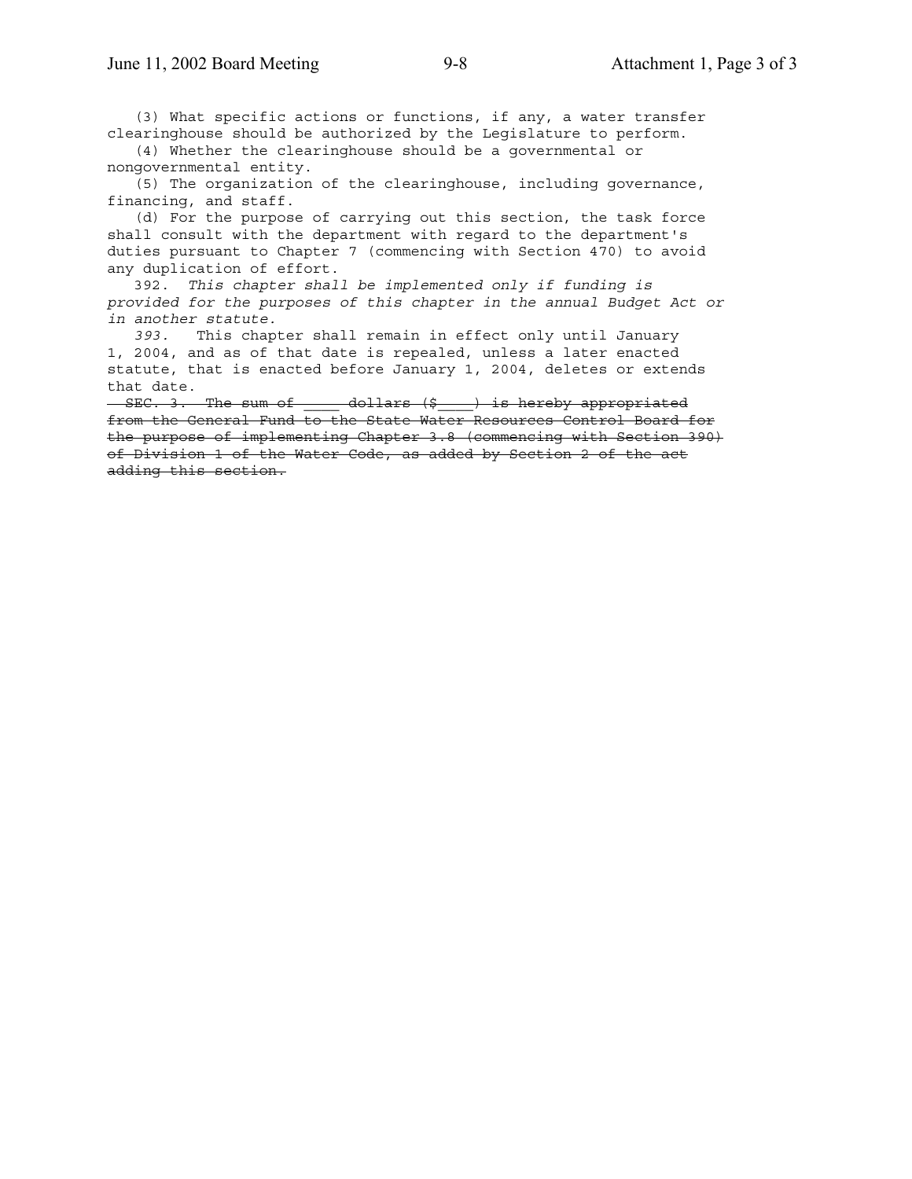(3) What specific actions or functions, if any, a water transfer clearinghouse should be authorized by the Legislature to perform.

(4) Whether the clearinghouse should be a governmental or nongovernmental entity.

(5) The organization of the clearinghouse, including governance, financing, and staff.

(d) For the purpose of carrying out this section, the task force shall consult with the department with regard to the department's duties pursuant to Chapter 7 (commencing with Section 470) to avoid any duplication of effort.

392. *This chapter shall be implemented only if funding is provided for the purposes of this chapter in the annual Budget Act or in another statute.*

*393.* This chapter shall remain in effect only until January 1, 2004, and as of that date is repealed, unless a later enacted statute, that is enacted before January 1, 2004, deletes or extends that date.

~~SEC. 3. The sum of \_\_\_\_ dollars ($\_\_\_\_) is hereby appropriated from the General Fund to the State Water Resources Control Board for the purpose of implementing Chapter 3.8 (commencing with Section 390) of Division 1 of the Water Code, as added by Section 2 of the act adding this section.~~